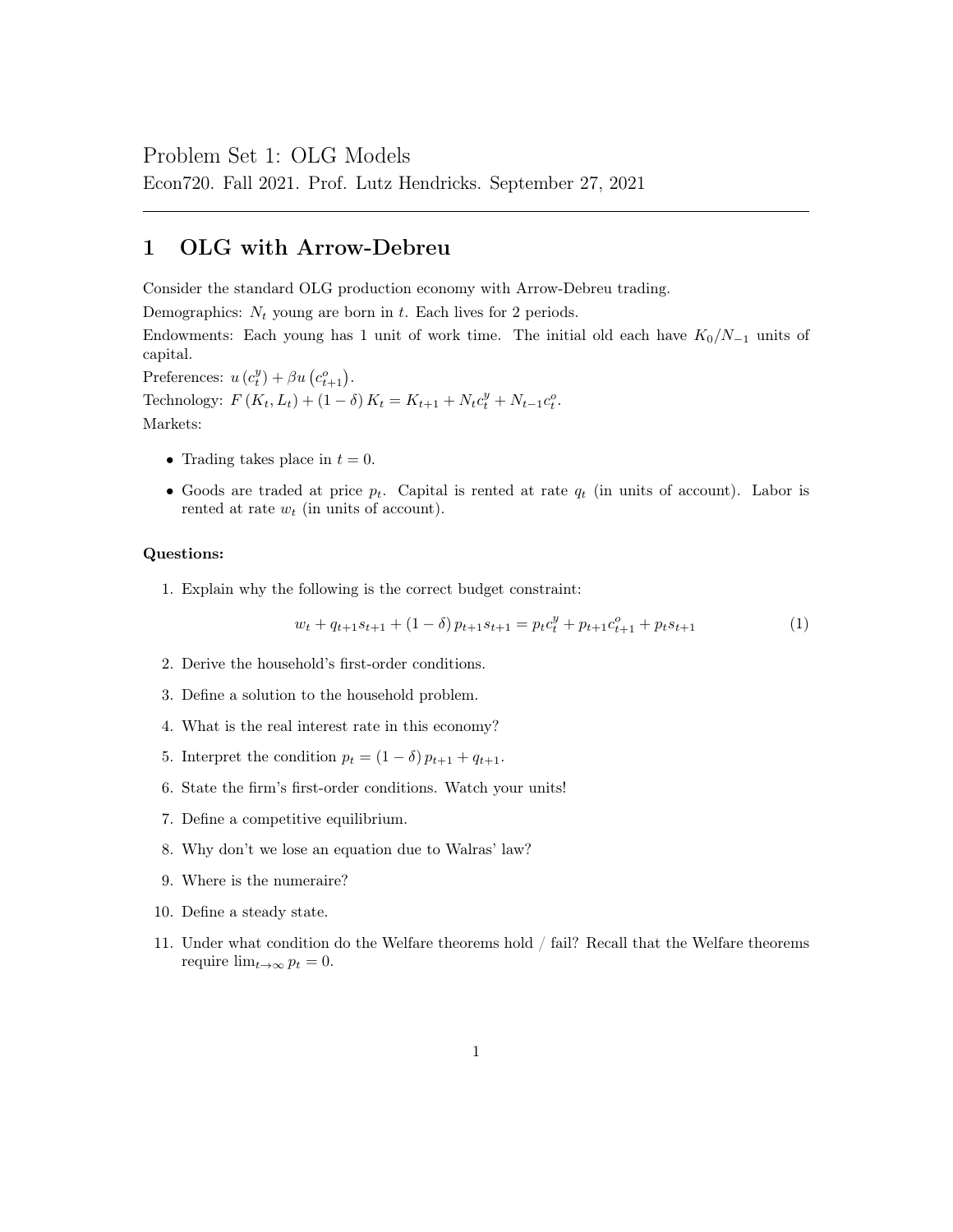# Problem Set 1: OLG Models

Econ720. Fall 2021. Prof. Lutz Hendricks. September 27, 2021

## 1 OLG with Arrow-Debreu

Consider the standard OLG production economy with Arrow-Debreu trading.

Demographics: $N_t$ young are born in $t$. Each lives for 2 periods.

Endowments: Each young has 1 unit of work time. The initial old each have $K_0/N_{-1}$ units of capital.

Preferences: $u\left(c_t^y\right) + \beta u\left(c_{t+1}^o\right)$.

Technology: $F\left(K_t, L_t\right) + (1-\delta) K_t = K_{t+1} + N_t c_t^y + N_{t-1} c_t^o$.

Markets:

- Trading takes place in $t = 0$.
- Goods are traded at price $p_t$. Capital is rented at rate $q_t$ (in units of account). Labor is rented at rate $w_t$ (in units of account).

**Questions:**

1. Explain why the following is the correct budget constraint:

$$w_t + q_{t+1} s_{t+1} + (1-\delta) p_{t+1} s_{t+1} = p_t c_t^y + p_{t+1} c_{t+1}^o + p_t s_{t+1} \tag{1}$$

2. Derive the household's first-order conditions.
3. Define a solution to the household problem.
4. What is the real interest rate in this economy?
5. Interpret the condition $p_t = (1-\delta) p_{t+1} + q_{t+1}$.
6. State the firm's first-order conditions. Watch your units!
7. Define a competitive equilibrium.
8. Why don't we lose an equation due to Walras' law?
9. Where is the numeraire?
10. Define a steady state.
11. Under what condition do the Welfare theorems hold / fail? Recall that the Welfare theorems require $\lim_{t\to\infty} p_t = 0$.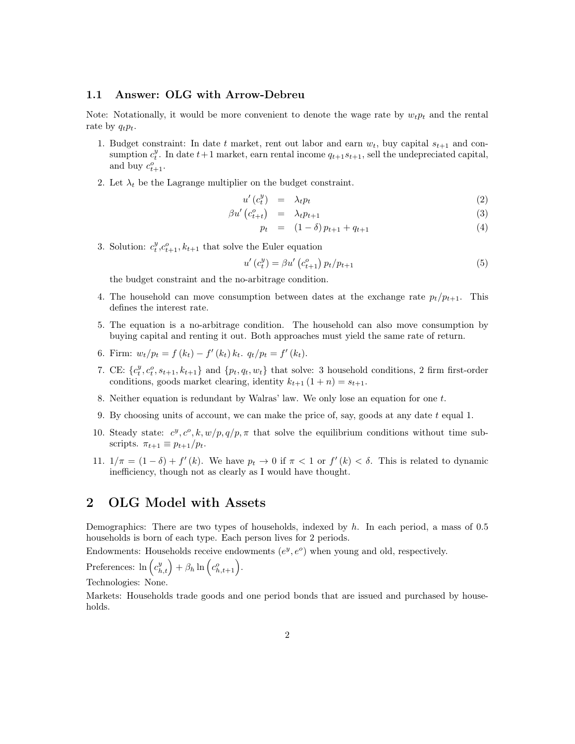### 1.1 Answer: OLG with Arrow-Debreu

Note: Notationally, it would be more convenient to denote the wage rate by $w_t p_t$ and the rental rate by $q_t p_t$.

1. Budget constraint: In date $t$ market, rent out labor and earn $w_t$, buy capital $s_{t+1}$ and consumption $c_t^y$. In date $t+1$ market, earn rental income $q_{t+1}s_{t+1}$, sell the undepreciated capital, and buy $c_{t+1}^o$.

2. Let $\lambda_t$ be the Lagrange multiplier on the budget constraint.

$$u'\left(c_t^y\right) = \lambda_t p_t \tag{2}$$

$$\beta u'\left(c_{t+t}^o\right) = \lambda_t p_{t+1} \tag{3}$$

$$p_t = (1-\delta) p_{t+1} + q_{t+1} \tag{4}$$

3. Solution: $c_t^y$,$c_{t+1}^o$, $k_{t+1}$ that solve the Euler equation

$$u'\left(c_t^y\right) = \beta u'\left(c_{t+1}^o\right) p_t / p_{t+1} \tag{5}$$

   the budget constraint and the no-arbitrage condition.

4. The household can move consumption between dates at the exchange rate $p_t/p_{t+1}$. This defines the interest rate.

5. The equation is a no-arbitrage condition. The household can also move consumption by buying capital and renting it out. Both approaches must yield the same rate of return.

6. Firm: $w_t/p_t = f(k_t) - f'(k_t) k_t$. $q_t/p_t = f'(k_t)$.

7. CE: $\{c_t^y, c_t^o, s_{t+1}, k_{t+1}\}$ and $\{p_t, q_t, w_t\}$ that solve: 3 household conditions, 2 firm first-order conditions, goods market clearing, identity $k_{t+1}(1+n) = s_{t+1}$.

8. Neither equation is redundant by Walras' law. We only lose an equation for one $t$.

9. By choosing units of account, we can make the price of, say, goods at any date $t$ equal 1.

10. Steady state: $c^y, c^o, k, w/p, q/p, \pi$ that solve the equilibrium conditions without time subscripts. $\pi_{t+1} \equiv p_{t+1}/p_t$.

11. $1/\pi = (1-\delta) + f'(k)$. We have $p_t \to 0$ if $\pi < 1$ or $f'(k) < \delta$. This is related to dynamic inefficiency, though not as clearly as I would have thought.

# 2 OLG Model with Assets

Demographics: There are two types of households, indexed by $h$. In each period, a mass of 0.5 households is born of each type. Each person lives for 2 periods.

Endowments: Households receive endowments $(e^y, e^o)$ when young and old, respectively.

Preferences: $\ln\left(c_{h,t}^y\right) + \beta_h \ln\left(c_{h,t+1}^o\right)$.

Technologies: None.

Markets: Households trade goods and one period bonds that are issued and purchased by households.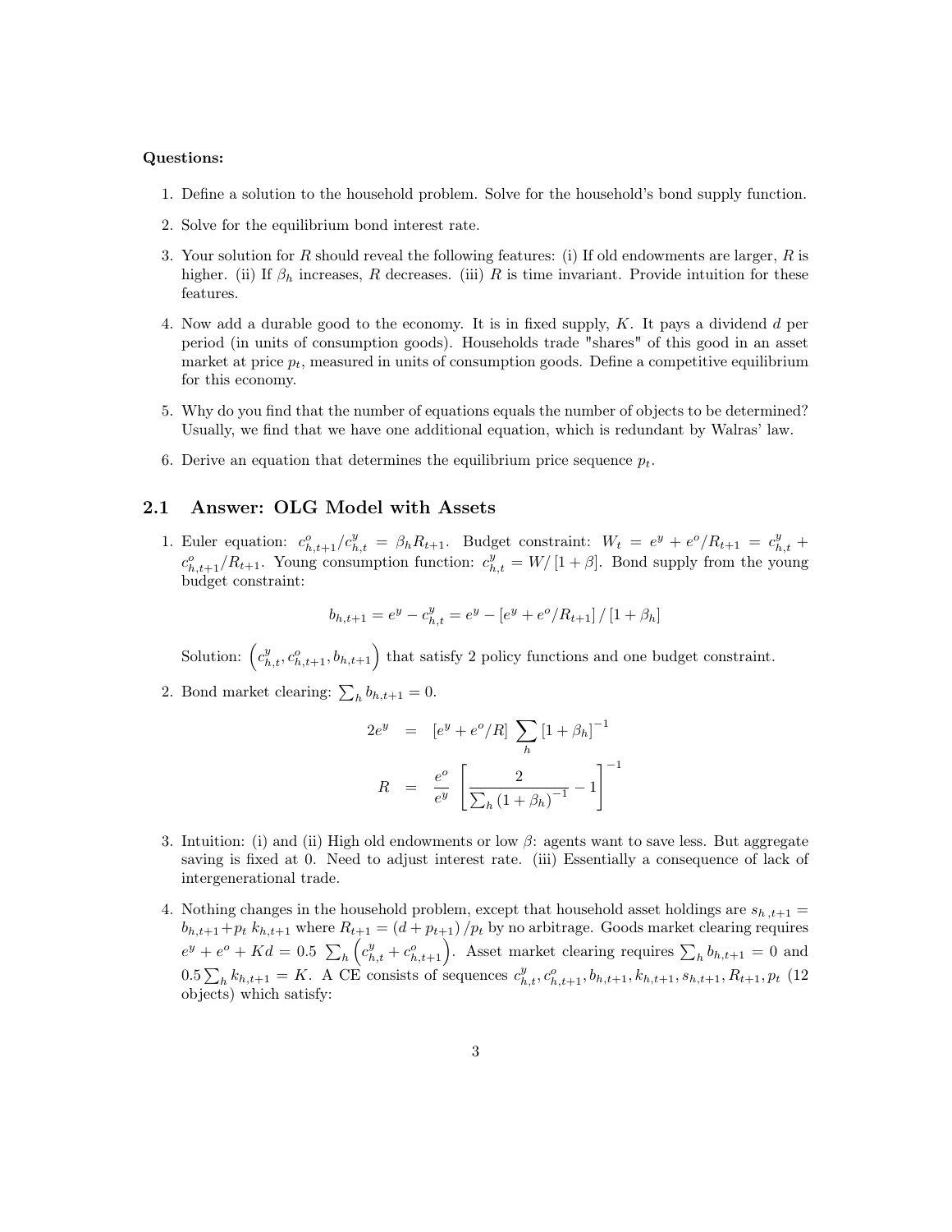**Questions:**

1. Define a solution to the household problem. Solve for the household's bond supply function.

2. Solve for the equilibrium bond interest rate.

3. Your solution for $R$ should reveal the following features: (i) If old endowments are larger, $R$ is higher. (ii) If $\beta_h$ increases, $R$ decreases. (iii) $R$ is time invariant. Provide intuition for these features.

4. Now add a durable good to the economy. It is in fixed supply, $K$. It pays a dividend $d$ per period (in units of consumption goods). Households trade "shares" of this good in an asset market at price $p_t$, measured in units of consumption goods. Define a competitive equilibrium for this economy.

5. Why do you find that the number of equations equals the number of objects to be determined? Usually, we find that we have one additional equation, which is redundant by Walras' law.

6. Derive an equation that determines the equilibrium price sequence $p_t$.

## 2.1 Answer: OLG Model with Assets

1. Euler equation: $c^o_{h,t+1}/c^y_{h,t} = \beta_h R_{t+1}$. Budget constraint: $W_t = e^y + e^o/R_{t+1} = c^y_{h,t} + c^o_{h,t+1}/R_{t+1}$. Young consumption function: $c^y_{h,t} = W/[1+\beta]$. Bond supply from the young budget constraint:

$$b_{h,t+1} = e^y - c^y_{h,t} = e^y - [e^y + e^o/R_{t+1}]/[1+\beta_h]$$

   Solution: $\left(c^y_{h,t}, c^o_{h,t+1}, b_{h,t+1}\right)$ that satisfy 2 policy functions and one budget constraint.

2. Bond market clearing: $\sum_h b_{h,t+1} = 0$.

$$\begin{aligned} 2e^y &= [e^y + e^o/R] \sum_h [1+\beta_h]^{-1} \\ R &= \frac{e^o}{e^y} \left[ \frac{2}{\sum_h (1+\beta_h)^{-1}} - 1 \right]^{-1} \end{aligned}$$

3. Intuition: (i) and (ii) High old endowments or low $\beta$: agents want to save less. But aggregate saving is fixed at 0. Need to adjust interest rate. (iii) Essentially a consequence of lack of intergenerational trade.

4. Nothing changes in the household problem, except that household asset holdings are $s_{h,t+1} = b_{h,t+1} + p_t\, k_{h,t+1}$ where $R_{t+1} = (d + p_{t+1})/p_t$ by no arbitrage. Goods market clearing requires $e^y + e^o + Kd = 0.5 \sum_h \left(c^y_{h,t} + c^o_{h,t+1}\right)$. Asset market clearing requires $\sum_h b_{h,t+1} = 0$ and $0.5 \sum_h k_{h,t+1} = K$. A CE consists of sequences $c^y_{h,t}, c^o_{h,t+1}, b_{h,t+1}, k_{h,t+1}, s_{h,t+1}, R_{t+1}, p_t$ (12 objects) which satisfy: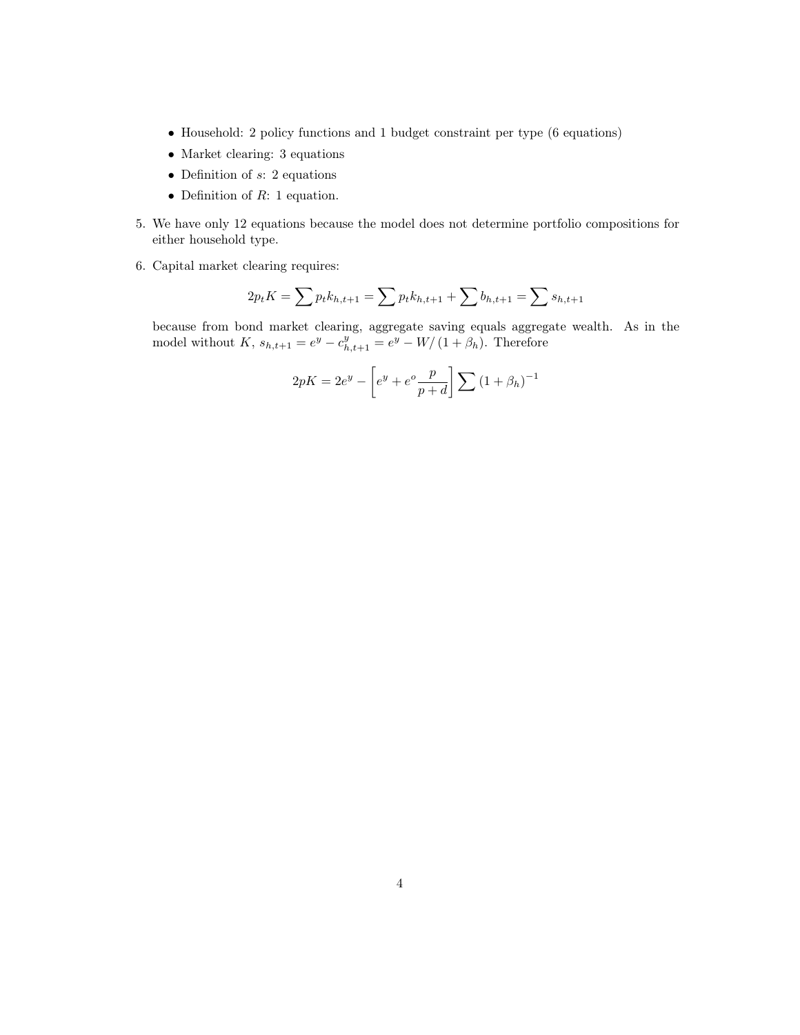- Household: 2 policy functions and 1 budget constraint per type (6 equations)
- Market clearing: 3 equations
- Definition of $s$: 2 equations
- Definition of $R$: 1 equation.

5. We have only 12 equations because the model does not determine portfolio compositions for either household type.

6. Capital market clearing requires:

$$2p_t K = \sum p_t k_{h,t+1} = \sum p_t k_{h,t+1} + \sum b_{h,t+1} = \sum s_{h,t+1}$$

because from bond market clearing, aggregate saving equals aggregate wealth. As in the model without $K$, $s_{h,t+1} = e^y - c^y_{h,t+1} = e^y - W/(1+\beta_h)$. Therefore

$$2pK = 2e^y - \left[e^y + e^o \frac{p}{p+d}\right] \sum (1+\beta_h)^{-1}$$